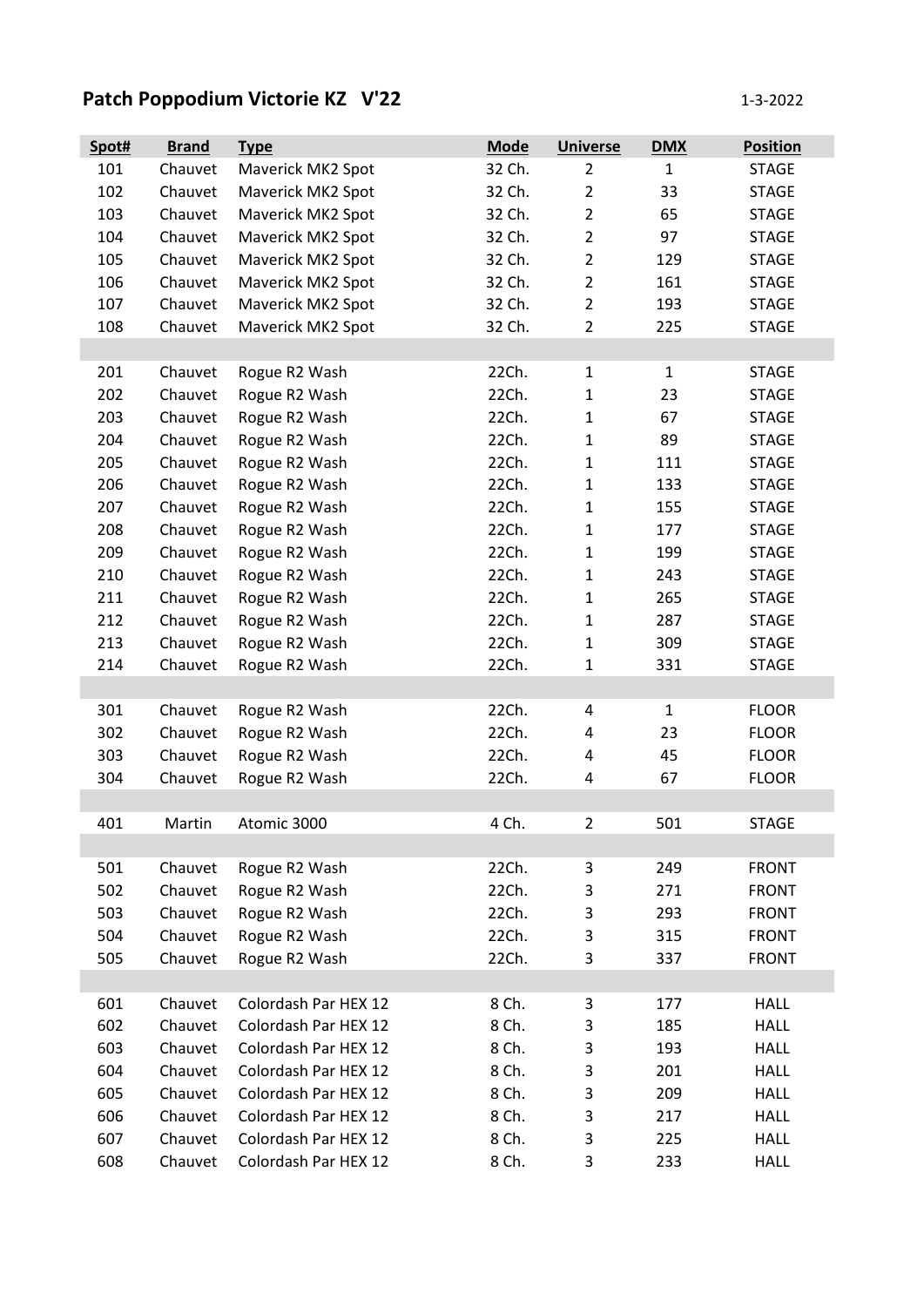## Patch Poppodium Victorie KZ V'22

1-3-2022

| Spot# | Brand | Type | Mode | Universe | DMX | Position |
|---|---|---|---|---|---|---|
| 101 | Chauvet | Maverick MK2 Spot | 32 Ch. | 2 | 1 | STAGE |
| 102 | Chauvet | Maverick MK2 Spot | 32 Ch. | 2 | 33 | STAGE |
| 103 | Chauvet | Maverick MK2 Spot | 32 Ch. | 2 | 65 | STAGE |
| 104 | Chauvet | Maverick MK2 Spot | 32 Ch. | 2 | 97 | STAGE |
| 105 | Chauvet | Maverick MK2 Spot | 32 Ch. | 2 | 129 | STAGE |
| 106 | Chauvet | Maverick MK2 Spot | 32 Ch. | 2 | 161 | STAGE |
| 107 | Chauvet | Maverick MK2 Spot | 32 Ch. | 2 | 193 | STAGE |
| 108 | Chauvet | Maverick MK2 Spot | 32 Ch. | 2 | 225 | STAGE |
| | | | | | | |
| 201 | Chauvet | Rogue R2 Wash | 22Ch. | 1 | 1 | STAGE |
| 202 | Chauvet | Rogue R2 Wash | 22Ch. | 1 | 23 | STAGE |
| 203 | Chauvet | Rogue R2 Wash | 22Ch. | 1 | 67 | STAGE |
| 204 | Chauvet | Rogue R2 Wash | 22Ch. | 1 | 89 | STAGE |
| 205 | Chauvet | Rogue R2 Wash | 22Ch. | 1 | 111 | STAGE |
| 206 | Chauvet | Rogue R2 Wash | 22Ch. | 1 | 133 | STAGE |
| 207 | Chauvet | Rogue R2 Wash | 22Ch. | 1 | 155 | STAGE |
| 208 | Chauvet | Rogue R2 Wash | 22Ch. | 1 | 177 | STAGE |
| 209 | Chauvet | Rogue R2 Wash | 22Ch. | 1 | 199 | STAGE |
| 210 | Chauvet | Rogue R2 Wash | 22Ch. | 1 | 243 | STAGE |
| 211 | Chauvet | Rogue R2 Wash | 22Ch. | 1 | 265 | STAGE |
| 212 | Chauvet | Rogue R2 Wash | 22Ch. | 1 | 287 | STAGE |
| 213 | Chauvet | Rogue R2 Wash | 22Ch. | 1 | 309 | STAGE |
| 214 | Chauvet | Rogue R2 Wash | 22Ch. | 1 | 331 | STAGE |
| | | | | | | |
| 301 | Chauvet | Rogue R2 Wash | 22Ch. | 4 | 1 | FLOOR |
| 302 | Chauvet | Rogue R2 Wash | 22Ch. | 4 | 23 | FLOOR |
| 303 | Chauvet | Rogue R2 Wash | 22Ch. | 4 | 45 | FLOOR |
| 304 | Chauvet | Rogue R2 Wash | 22Ch. | 4 | 67 | FLOOR |
| | | | | | | |
| 401 | Martin | Atomic 3000 | 4 Ch. | 2 | 501 | STAGE |
| | | | | | | |
| 501 | Chauvet | Rogue R2 Wash | 22Ch. | 3 | 249 | FRONT |
| 502 | Chauvet | Rogue R2 Wash | 22Ch. | 3 | 271 | FRONT |
| 503 | Chauvet | Rogue R2 Wash | 22Ch. | 3 | 293 | FRONT |
| 504 | Chauvet | Rogue R2 Wash | 22Ch. | 3 | 315 | FRONT |
| 505 | Chauvet | Rogue R2 Wash | 22Ch. | 3 | 337 | FRONT |
| | | | | | | |
| 601 | Chauvet | Colordash Par HEX 12 | 8 Ch. | 3 | 177 | HALL |
| 602 | Chauvet | Colordash Par HEX 12 | 8 Ch. | 3 | 185 | HALL |
| 603 | Chauvet | Colordash Par HEX 12 | 8 Ch. | 3 | 193 | HALL |
| 604 | Chauvet | Colordash Par HEX 12 | 8 Ch. | 3 | 201 | HALL |
| 605 | Chauvet | Colordash Par HEX 12 | 8 Ch. | 3 | 209 | HALL |
| 606 | Chauvet | Colordash Par HEX 12 | 8 Ch. | 3 | 217 | HALL |
| 607 | Chauvet | Colordash Par HEX 12 | 8 Ch. | 3 | 225 | HALL |
| 608 | Chauvet | Colordash Par HEX 12 | 8 Ch. | 3 | 233 | HALL |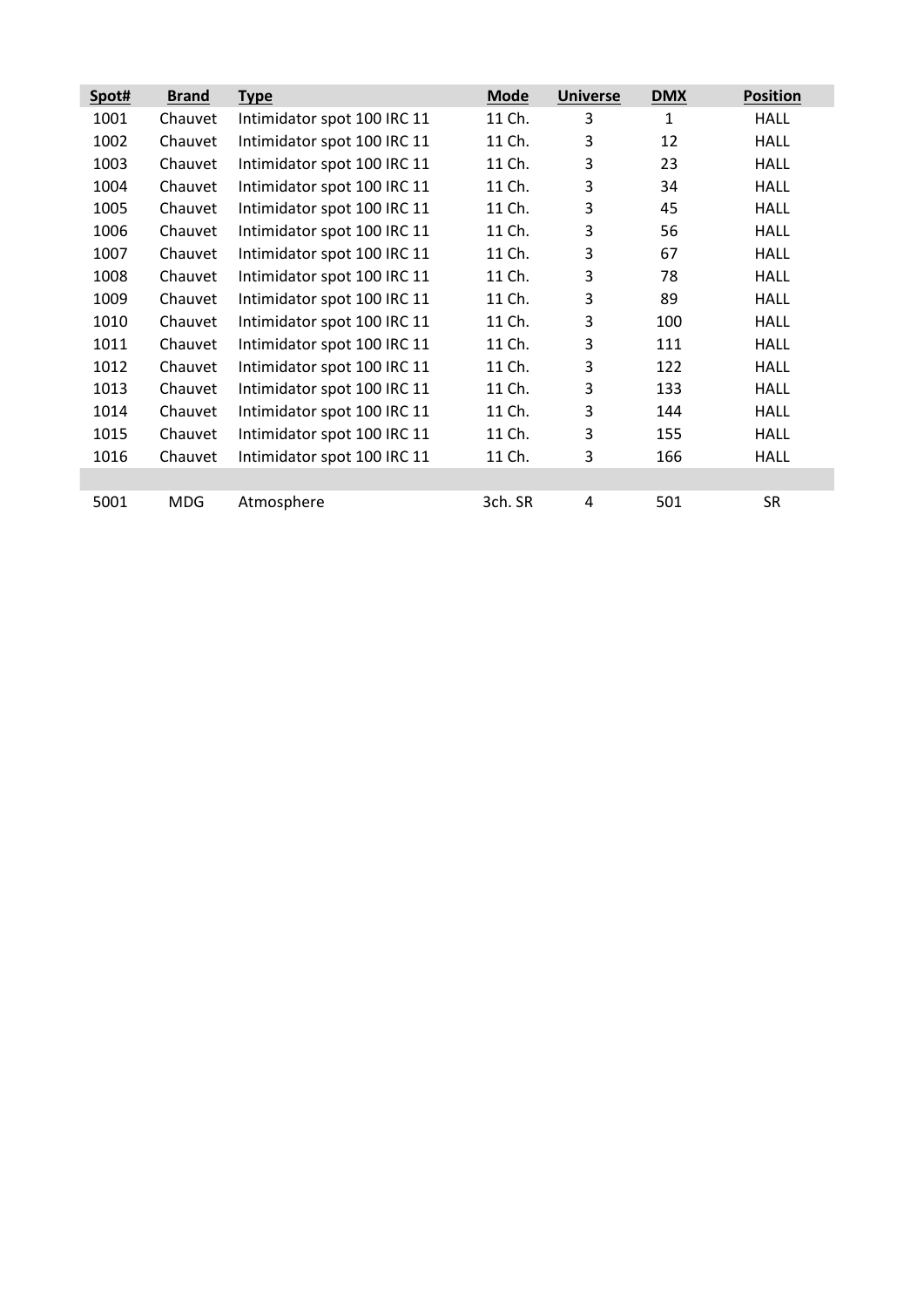| Spot# | Brand | Type | Mode | Universe | DMX | Position |
|---|---|---|---|---|---|---|
| 1001 | Chauvet | Intimidator spot 100 IRC 11 | 11 Ch. | 3 | 1 | HALL |
| 1002 | Chauvet | Intimidator spot 100 IRC 11 | 11 Ch. | 3 | 12 | HALL |
| 1003 | Chauvet | Intimidator spot 100 IRC 11 | 11 Ch. | 3 | 23 | HALL |
| 1004 | Chauvet | Intimidator spot 100 IRC 11 | 11 Ch. | 3 | 34 | HALL |
| 1005 | Chauvet | Intimidator spot 100 IRC 11 | 11 Ch. | 3 | 45 | HALL |
| 1006 | Chauvet | Intimidator spot 100 IRC 11 | 11 Ch. | 3 | 56 | HALL |
| 1007 | Chauvet | Intimidator spot 100 IRC 11 | 11 Ch. | 3 | 67 | HALL |
| 1008 | Chauvet | Intimidator spot 100 IRC 11 | 11 Ch. | 3 | 78 | HALL |
| 1009 | Chauvet | Intimidator spot 100 IRC 11 | 11 Ch. | 3 | 89 | HALL |
| 1010 | Chauvet | Intimidator spot 100 IRC 11 | 11 Ch. | 3 | 100 | HALL |
| 1011 | Chauvet | Intimidator spot 100 IRC 11 | 11 Ch. | 3 | 111 | HALL |
| 1012 | Chauvet | Intimidator spot 100 IRC 11 | 11 Ch. | 3 | 122 | HALL |
| 1013 | Chauvet | Intimidator spot 100 IRC 11 | 11 Ch. | 3 | 133 | HALL |
| 1014 | Chauvet | Intimidator spot 100 IRC 11 | 11 Ch. | 3 | 144 | HALL |
| 1015 | Chauvet | Intimidator spot 100 IRC 11 | 11 Ch. | 3 | 155 | HALL |
| 1016 | Chauvet | Intimidator spot 100 IRC 11 | 11 Ch. | 3 | 166 | HALL |
| | | | | | | |
| 5001 | MDG | Atmosphere | 3ch. SR | 4 | 501 | SR |